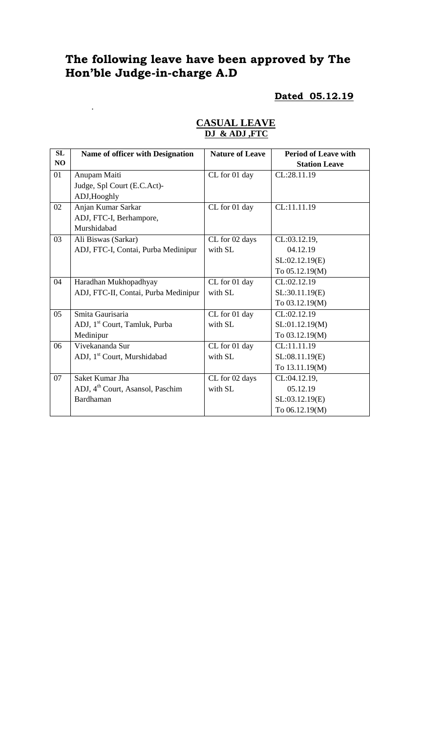# The following leave have been approved by The Hon'ble Judge-in-charge A.D

**Dated 05.12.19**

.

## CASUAL LEAVE
**DJ & ADJ ,FTC**

| SL NO | Name of officer with Designation | Nature of Leave | Period of Leave with Station Leave |
|---|---|---|---|
| 01 | Anupam Maiti<br>Judge, Spl Court (E.C.Act)-ADJ,Hooghly | CL for 01 day | CL:28.11.19 |
| 02 | Anjan Kumar Sarkar<br>ADJ, FTC-I, Berhampore, Murshidabad | CL for 01 day | CL:11.11.19 |
| 03 | Ali Biswas (Sarkar)<br>ADJ, FTC-I, Contai, Purba Medinipur | CL for 02 days with SL | CL:03.12.19,<br>04.12.19<br>SL:02.12.19(E)<br>To 05.12.19(M) |
| 04 | Haradhan Mukhopadhyay<br>ADJ, FTC-II, Contai, Purba Medinipur | CL for 01 day with SL | CL:02.12.19<br>SL:30.11.19(E)<br>To 03.12.19(M) |
| 05 | Smita Gaurisaria<br>ADJ, 1st Court, Tamluk, Purba Medinipur | CL for 01 day with SL | CL:02.12.19<br>SL:01.12.19(M)<br>To 03.12.19(M) |
| 06 | Vivekananda Sur<br>ADJ, 1st Court, Murshidabad | CL for 01 day with SL | CL:11.11.19<br>SL:08.11.19(E)<br>To 13.11.19(M) |
| 07 | Saket Kumar Jha<br>ADJ, 4th Court, Asansol, Paschim Bardhaman | CL for 02 days with SL | CL:04.12.19,<br>05.12.19<br>SL:03.12.19(E)<br>To 06.12.19(M) |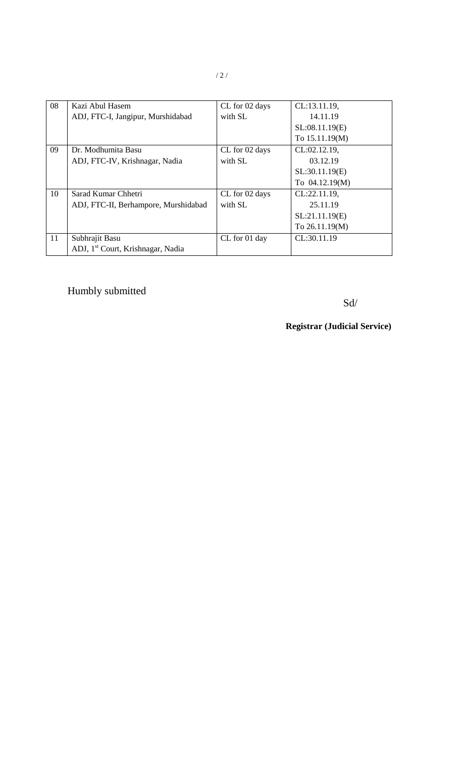| 08 | Kazi Abul Hasem<br>ADJ, FTC-I, Jangipur, Murshidabad | CL for 02 days with SL | CL:13.11.19,<br>14.11.19<br>SL:08.11.19(E)<br>To 15.11.19(M) |
|---|---|---|---|
| 09 | Dr. Modhumita Basu<br>ADJ, FTC-IV, Krishnagar, Nadia | CL for 02 days with SL | CL:02.12.19,<br>03.12.19<br>SL:30.11.19(E)<br>To 04.12.19(M) |
| 10 | Sarad Kumar Chhetri<br>ADJ, FTC-II, Berhampore, Murshidabad | CL for 02 days with SL | CL:22.11.19,<br>25.11.19<br>SL:21.11.19(E)<br>To 26.11.19(M) |
| 11 | Subhrajit Basu<br>ADJ, 1st Court, Krishnagar, Nadia | CL for 01 day | CL:30.11.19 |

Humbly submitted

Sd/

**Registrar (Judicial Service)**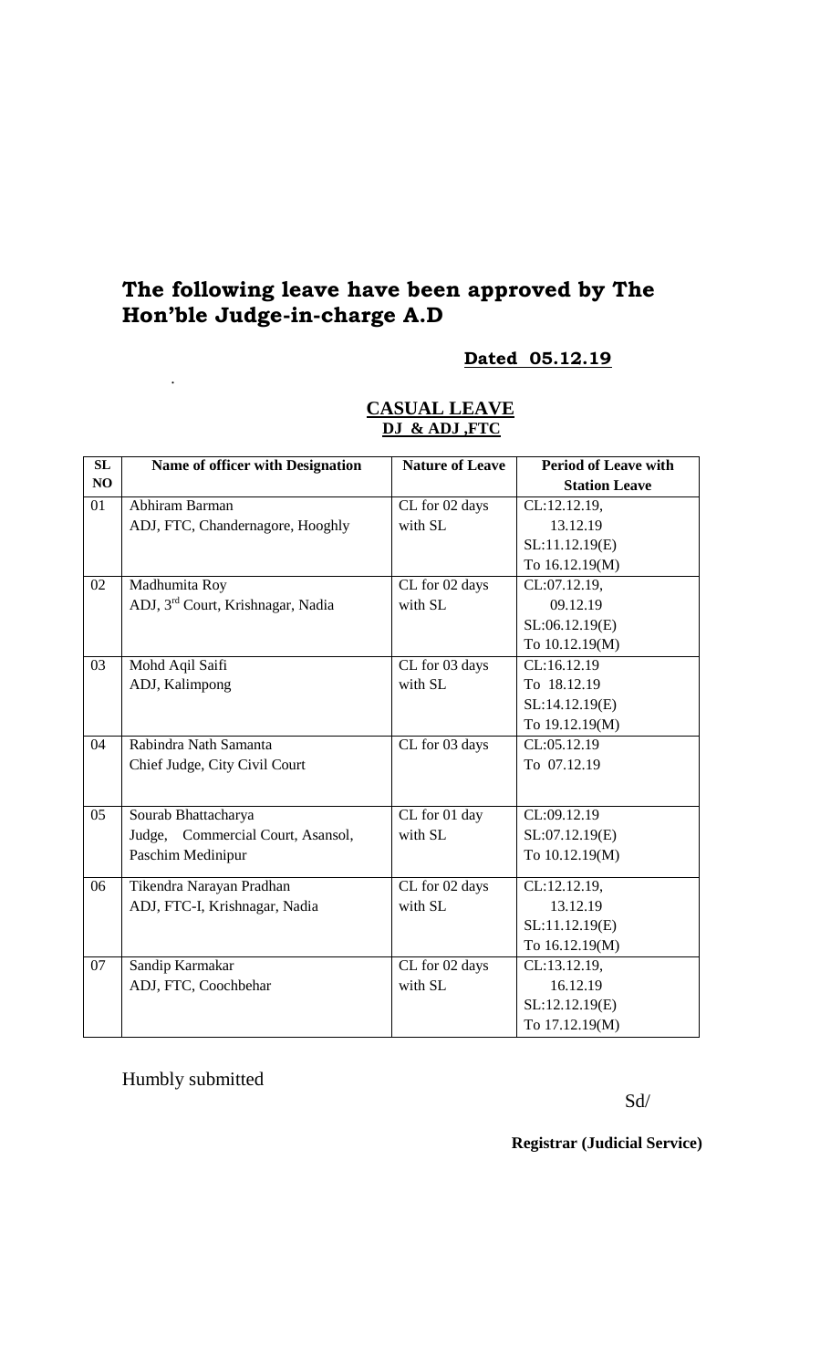# The following leave have been approved by The Hon'ble Judge-in-charge A.D

**Dated 05.12.19**

.

**CASUAL LEAVE**

**DJ & ADJ ,FTC**

| SL NO | Name of officer with Designation | Nature of Leave | Period of Leave with Station Leave |
|---|---|---|---|
| 01 | Abhiram Barman<br>ADJ, FTC, Chandernagore, Hooghly | CL for 02 days with SL | CL:12.12.19, 13.12.19<br>SL:11.12.19(E) To 16.12.19(M) |
| 02 | Madhumita Roy<br>ADJ, 3rd Court, Krishnagar, Nadia | CL for 02 days with SL | CL:07.12.19, 09.12.19<br>SL:06.12.19(E) To 10.12.19(M) |
| 03 | Mohd Aqil Saifi<br>ADJ, Kalimpong | CL for 03 days with SL | CL:16.12.19 To 18.12.19<br>SL:14.12.19(E) To 19.12.19(M) |
| 04 | Rabindra Nath Samanta<br>Chief Judge, City Civil Court | CL for 03 days | CL:05.12.19 To 07.12.19 |
| 05 | Sourab Bhattacharya<br>Judge, Commercial Court, Asansol, Paschim Medinipur | CL for 01 day with SL | CL:09.12.19<br>SL:07.12.19(E) To 10.12.19(M) |
| 06 | Tikendra Narayan Pradhan<br>ADJ, FTC-I, Krishnagar, Nadia | CL for 02 days with SL | CL:12.12.19, 13.12.19<br>SL:11.12.19(E) To 16.12.19(M) |
| 07 | Sandip Karmakar<br>ADJ, FTC, Coochbehar | CL for 02 days with SL | CL:13.12.19, 16.12.19<br>SL:12.12.19(E) To 17.12.19(M) |

Humbly submitted

Sd/

**Registrar (Judicial Service)**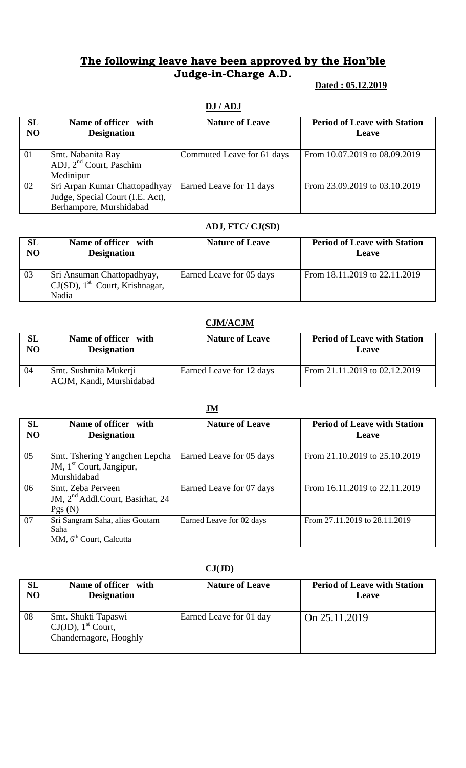## **The following leave have been approved by the Hon'ble Judge-in-Charge A.D.**

**Dated : 05.12.2019**

**DJ / ADJ**

| SL NO | Name of officer with Designation | Nature of Leave | Period of Leave with Station Leave |
|---|---|---|---|
| 01 | Smt. Nabanita Ray ADJ, 2nd Court, Paschim Medinipur | Commuted Leave for 61 days | From 10.07.2019 to 08.09.2019 |
| 02 | Sri Arpan Kumar Chattopadhyay Judge, Special Court (I.E. Act), Berhampore, Murshidabad | Earned Leave for 11 days | From 23.09.2019 to 03.10.2019 |

**ADJ, FTC/ CJ(SD)**

| SL NO | Name of officer with Designation | Nature of Leave | Period of Leave with Station Leave |
|---|---|---|---|
| 03 | Sri Ansuman Chattopadhyay, CJ(SD), 1st Court, Krishnagar, Nadia | Earned Leave for 05 days | From 18.11.2019 to 22.11.2019 |

**CJM/ACJM**

| SL NO | Name of officer with Designation | Nature of Leave | Period of Leave with Station Leave |
|---|---|---|---|
| 04 | Smt. Sushmita Mukerji ACJM, Kandi, Murshidabad | Earned Leave for 12 days | From 21.11.2019 to 02.12.2019 |

**JM**

| SL NO | Name of officer with Designation | Nature of Leave | Period of Leave with Station Leave |
|---|---|---|---|
| 05 | Smt. Tshering Yangchen Lepcha JM, 1st Court, Jangipur, Murshidabad | Earned Leave for 05 days | From 21.10.2019 to 25.10.2019 |
| 06 | Smt. Zeba Perveen JM, 2nd Addl.Court, Basirhat, 24 Pgs (N) | Earned Leave for 07 days | From 16.11.2019 to 22.11.2019 |
| 07 | Sri Sangram Saha, alias Goutam Saha MM, 6th Court, Calcutta | Earned Leave for 02 days | From 27.11.2019 to 28.11.2019 |

**CJ(JD)**

| SL NO | Name of officer with Designation | Nature of Leave | Period of Leave with Station Leave |
|---|---|---|---|
| 08 | Smt. Shukti Tapaswi CJ(JD), 1st Court, Chandernagore, Hooghly | Earned Leave for 01 day | On 25.11.2019 |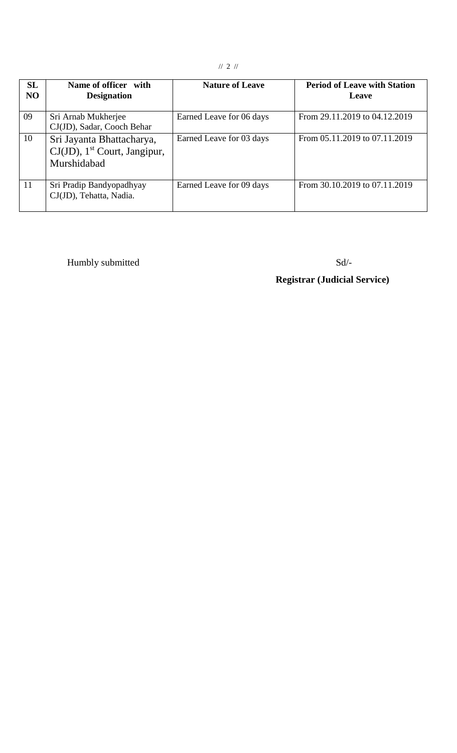| SL NO | Name of officer with Designation | Nature of Leave | Period of Leave with Station Leave |
|---|---|---|---|
| 09 | Sri Arnab Mukherjee CJ(JD), Sadar, Cooch Behar | Earned Leave for 06 days | From 29.11.2019 to 04.12.2019 |
| 10 | Sri Jayanta Bhattacharya, CJ(JD), 1st Court, Jangipur, Murshidabad | Earned Leave for 03 days | From 05.11.2019 to 07.11.2019 |
| 11 | Sri Pradip Bandyopadhyay CJ(JD), Tehatta, Nadia. | Earned Leave for 09 days | From 30.10.2019 to 07.11.2019 |

Humbly submitted

Sd/-

**Registrar (Judicial Service)**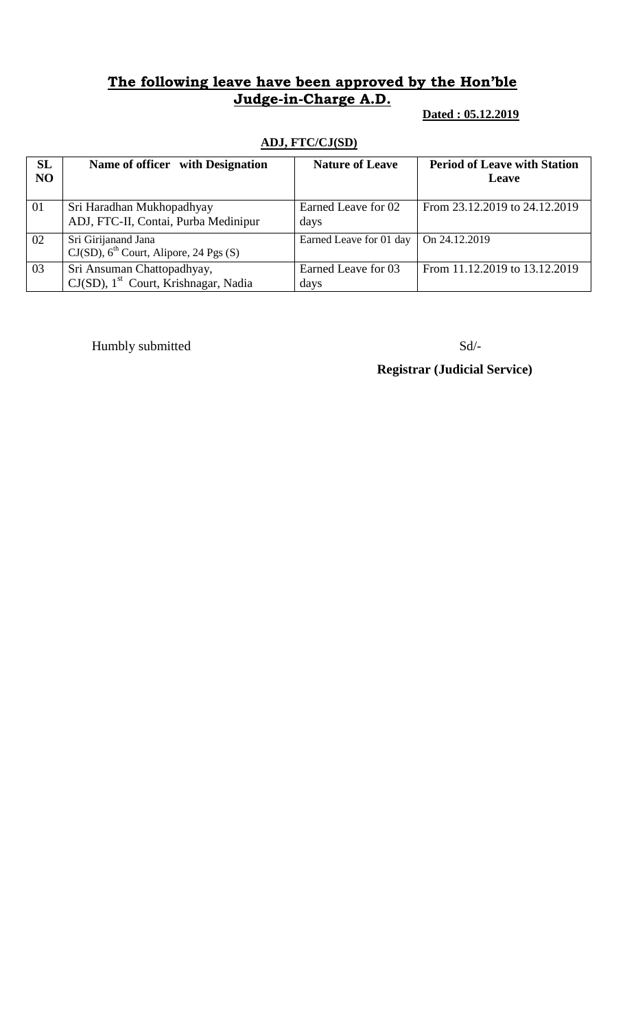## **The following leave have been approved by the Hon'ble Judge-in-Charge A.D.**

**Dated : 05.12.2019**

**ADJ, FTC/CJ(SD)**

| SL NO | Name of officer with Designation | Nature of Leave | Period of Leave with Station Leave |
|---|---|---|---|
| 01 | Sri Haradhan Mukhopadhyay<br>ADJ, FTC-II, Contai, Purba Medinipur | Earned Leave for 02 days | From 23.12.2019 to 24.12.2019 |
| 02 | Sri Girijanand Jana<br>CJ(SD), 6th Court, Alipore, 24 Pgs (S) | Earned Leave for 01 day | On 24.12.2019 |
| 03 | Sri Ansuman Chattopadhyay,<br>CJ(SD), 1st Court, Krishnagar, Nadia | Earned Leave for 03 days | From 11.12.2019 to 13.12.2019 |

Humbly submitted

Sd/-

**Registrar (Judicial Service)**